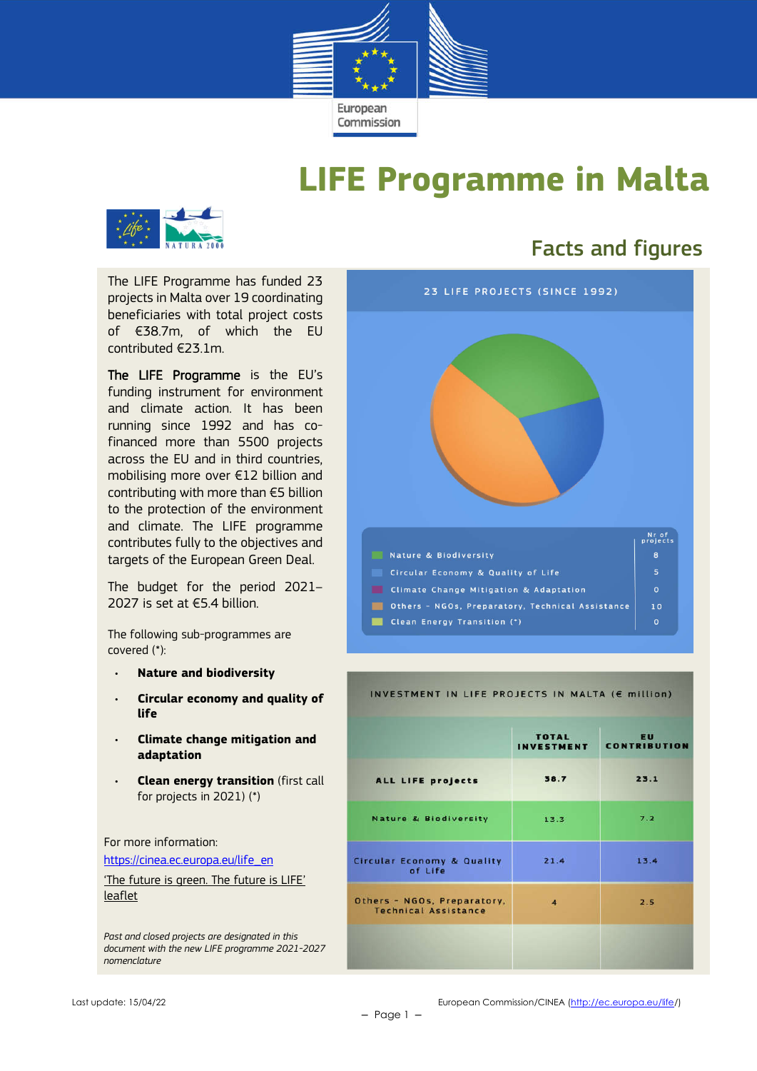# LIFE Programme in Malta

## Facts and figures

The LIFE Programme has funded 23 projects in Malta over 19 coordinating beneficiaries with total project costs of €38.7m, of which the EU contributed €23.1m.

**The LIFE Programme** is the EU's funding instrument for environment and climate action. It has been running since 1992 and has co-financed more than 5500 projects across the EU and in third countries, mobilising more over €12 billion and contributing with more than €5 billion to the protection of the environment and climate. The LIFE programme contributes fully to the objectives and targets of the European Green Deal.

The budget for the period 2021–2027 is set at €5.4 billion.

The following sub-programmes are covered (*):

- **Nature and biodiversity**
- **Circular economy and quality of life**
- **Climate change mitigation and adaptation**
- **Clean energy transition** (first call for projects in 2021) (*)

For more information:

https://cinea.ec.europa.eu/life_en

'The future is green. The future is LIFE' leaflet

*Past and closed projects are designated in this document with the new LIFE programme 2021-2027 nomenclature*

**23 LIFE PROJECTS (SINCE 1992)**

| | Nr of projects |
|---|---|
| Nature & Biodiversity | 8 |
| Circular Economy & Quality of Life | 5 |
| Climate Change Mitigation & Adaptation | 0 |
| Others – NGOs, Preparatory, Technical Assistance | 10 |
| Clean Energy Transition (*) | 0 |

**INVESTMENT IN LIFE PROJECTS IN MALTA (€ million)**

| | TOTAL INVESTMENT | EU CONTRIBUTION |
|---|---|---|
| ALL LIFE projects | 38.7 | 23.1 |
| Nature & Biodiversity | 13.3 | 7.2 |
| Circular Economy & Quality of Life | 21.4 | 13.4 |
| Others – NGOs, Preparatory, Technical Assistance | 4 | 2.5 |

Last update: 15/04/22

European Commission/CINEA (http://ec.europa.eu/life/)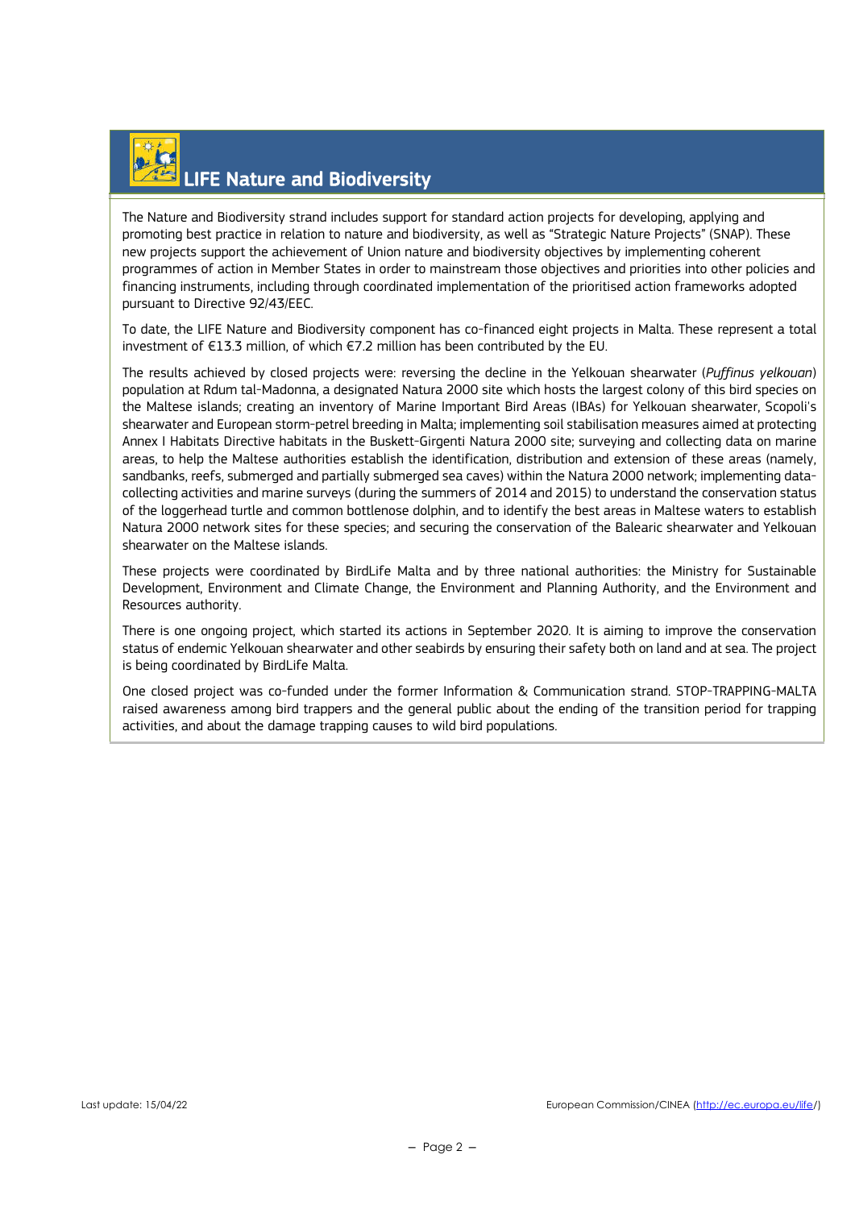## LIFE Nature and Biodiversity

The Nature and Biodiversity strand includes support for standard action projects for developing, applying and promoting best practice in relation to nature and biodiversity, as well as "Strategic Nature Projects" (SNAP). These new projects support the achievement of Union nature and biodiversity objectives by implementing coherent programmes of action in Member States in order to mainstream those objectives and priorities into other policies and financing instruments, including through coordinated implementation of the prioritised action frameworks adopted pursuant to Directive 92/43/EEC.

To date, the LIFE Nature and Biodiversity component has co-financed eight projects in Malta. These represent a total investment of €13.3 million, of which €7.2 million has been contributed by the EU.

The results achieved by closed projects were: reversing the decline in the Yelkouan shearwater (*Puffinus yelkouan*) population at Rdum tal-Madonna, a designated Natura 2000 site which hosts the largest colony of this bird species on the Maltese islands; creating an inventory of Marine Important Bird Areas (IBAs) for Yelkouan shearwater, Scopoli's shearwater and European storm-petrel breeding in Malta; implementing soil stabilisation measures aimed at protecting Annex I Habitats Directive habitats in the Buskett-Girgenti Natura 2000 site; surveying and collecting data on marine areas, to help the Maltese authorities establish the identification, distribution and extension of these areas (namely, sandbanks, reefs, submerged and partially submerged sea caves) within the Natura 2000 network; implementing data-collecting activities and marine surveys (during the summers of 2014 and 2015) to understand the conservation status of the loggerhead turtle and common bottlenose dolphin, and to identify the best areas in Maltese waters to establish Natura 2000 network sites for these species; and securing the conservation of the Balearic shearwater and Yelkouan shearwater on the Maltese islands.

These projects were coordinated by BirdLife Malta and by three national authorities: the Ministry for Sustainable Development, Environment and Climate Change, the Environment and Planning Authority, and the Environment and Resources authority.

There is one ongoing project, which started its actions in September 2020. It is aiming to improve the conservation status of endemic Yelkouan shearwater and other seabirds by ensuring their safety both on land and at sea. The project is being coordinated by BirdLife Malta.

One closed project was co-funded under the former Information & Communication strand. STOP-TRAPPING-MALTA raised awareness among bird trappers and the general public about the ending of the transition period for trapping activities, and about the damage trapping causes to wild bird populations.

Last update: 15/04/22 European Commission/CINEA (http://ec.europa.eu/life/)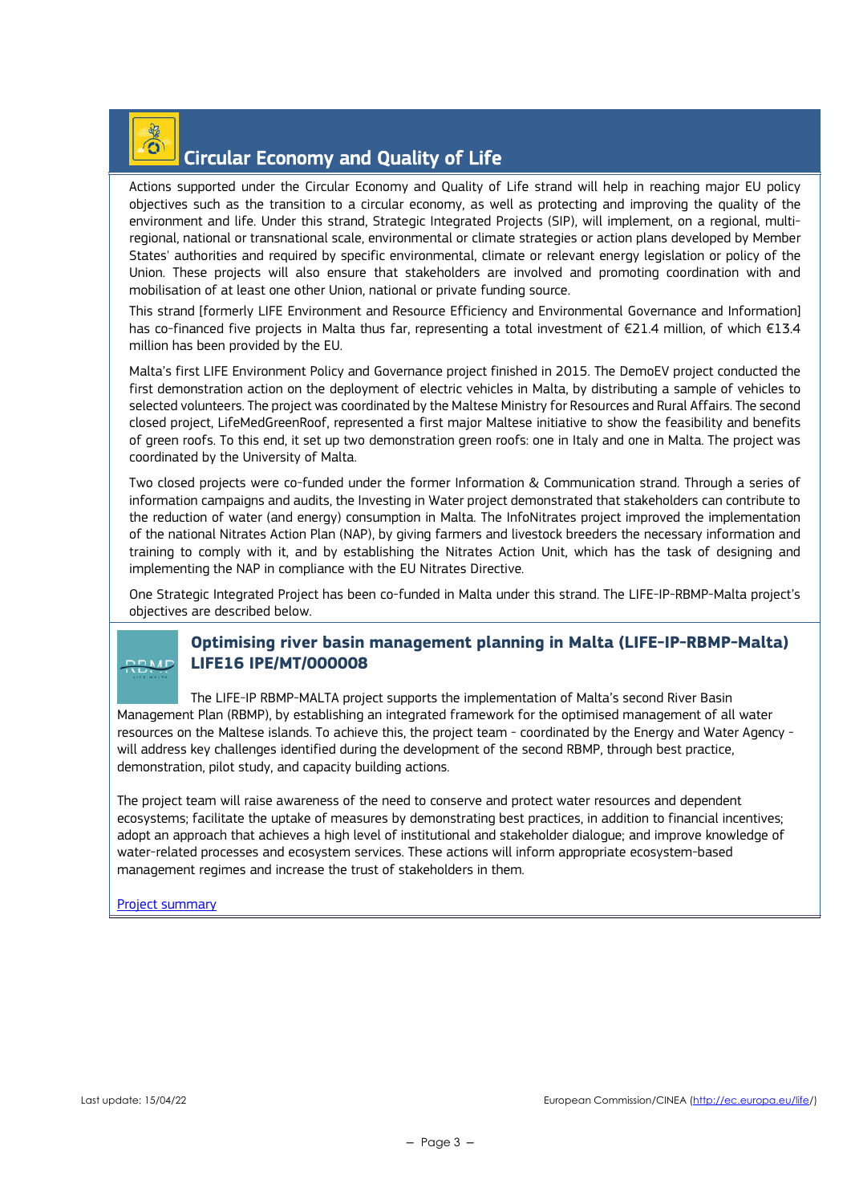# Circular Economy and Quality of Life

Actions supported under the Circular Economy and Quality of Life strand will help in reaching major EU policy objectives such as the transition to a circular economy, as well as protecting and improving the quality of the environment and life. Under this strand, Strategic Integrated Projects (SIP), will implement, on a regional, multi-regional, national or transnational scale, environmental or climate strategies or action plans developed by Member States' authorities and required by specific environmental, climate or relevant energy legislation or policy of the Union. These projects will also ensure that stakeholders are involved and promoting coordination with and mobilisation of at least one other Union, national or private funding source.

This strand [formerly LIFE Environment and Resource Efficiency and Environmental Governance and Information] has co-financed five projects in Malta thus far, representing a total investment of €21.4 million, of which €13.4 million has been provided by the EU.

Malta's first LIFE Environment Policy and Governance project finished in 2015. The DemoEV project conducted the first demonstration action on the deployment of electric vehicles in Malta, by distributing a sample of vehicles to selected volunteers. The project was coordinated by the Maltese Ministry for Resources and Rural Affairs. The second closed project, LifeMedGreenRoof, represented a first major Maltese initiative to show the feasibility and benefits of green roofs. To this end, it set up two demonstration green roofs: one in Italy and one in Malta. The project was coordinated by the University of Malta.

Two closed projects were co-funded under the former Information & Communication strand. Through a series of information campaigns and audits, the Investing in Water project demonstrated that stakeholders can contribute to the reduction of water (and energy) consumption in Malta. The InfoNitrates project improved the implementation of the national Nitrates Action Plan (NAP), by giving farmers and livestock breeders the necessary information and training to comply with it, and by establishing the Nitrates Action Unit, which has the task of designing and implementing the NAP in compliance with the EU Nitrates Directive.

One Strategic Integrated Project has been co-funded in Malta under this strand. The LIFE-IP-RBMP-Malta project's objectives are described below.

## Optimising river basin management planning in Malta (LIFE-IP-RBMP-Malta) LIFE16 IPE/MT/000008

The LIFE-IP RBMP-MALTA project supports the implementation of Malta's second River Basin Management Plan (RBMP), by establishing an integrated framework for the optimised management of all water resources on the Maltese islands. To achieve this, the project team - coordinated by the Energy and Water Agency - will address key challenges identified during the development of the second RBMP, through best practice, demonstration, pilot study, and capacity building actions.

The project team will raise awareness of the need to conserve and protect water resources and dependent ecosystems; facilitate the uptake of measures by demonstrating best practices, in addition to financial incentives; adopt an approach that achieves a high level of institutional and stakeholder dialogue; and improve knowledge of water-related processes and ecosystem services. These actions will inform appropriate ecosystem-based management regimes and increase the trust of stakeholders in them.

[Project summary]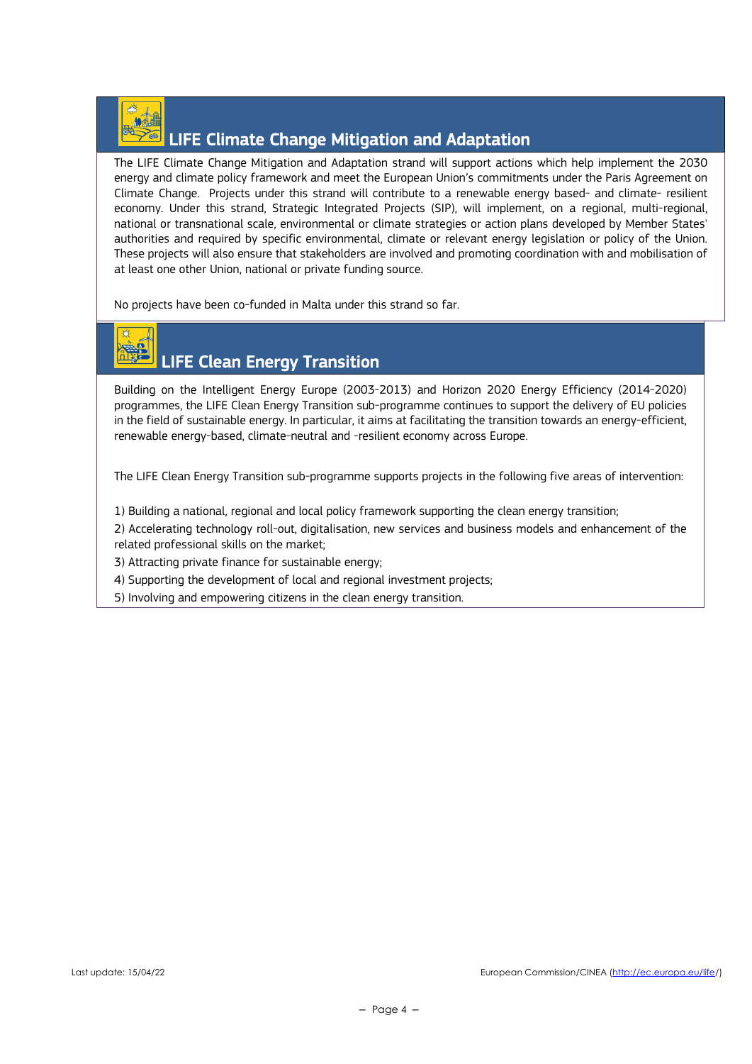## LIFE Climate Change Mitigation and Adaptation

The LIFE Climate Change Mitigation and Adaptation strand will support actions which help implement the 2030 energy and climate policy framework and meet the European Union's commitments under the Paris Agreement on Climate Change. Projects under this strand will contribute to a renewable energy based- and climate- resilient economy. Under this strand, Strategic Integrated Projects (SIP), will implement, on a regional, multi-regional, national or transnational scale, environmental or climate strategies or action plans developed by Member States' authorities and required by specific environmental, climate or relevant energy legislation or policy of the Union. These projects will also ensure that stakeholders are involved and promoting coordination with and mobilisation of at least one other Union, national or private funding source.

No projects have been co-funded in Malta under this strand so far.

## LIFE Clean Energy Transition

Building on the Intelligent Energy Europe (2003-2013) and Horizon 2020 Energy Efficiency (2014-2020) programmes, the LIFE Clean Energy Transition sub-programme continues to support the delivery of EU policies in the field of sustainable energy. In particular, it aims at facilitating the transition towards an energy-efficient, renewable energy-based, climate-neutral and -resilient economy across Europe.

The LIFE Clean Energy Transition sub-programme supports projects in the following five areas of intervention:

1) Building a national, regional and local policy framework supporting the clean energy transition;
2) Accelerating technology roll-out, digitalisation, new services and business models and enhancement of the related professional skills on the market;
3) Attracting private finance for sustainable energy;
4) Supporting the development of local and regional investment projects;
5) Involving and empowering citizens in the clean energy transition.

Last update: 15/04/22

European Commission/CINEA (http://ec.europa.eu/life/)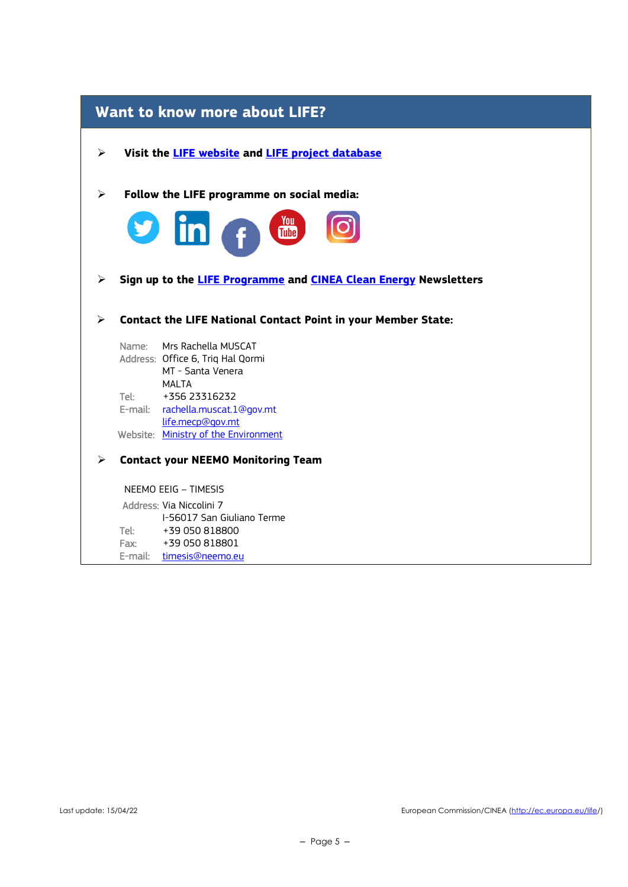## Want to know more about LIFE?

- **Visit the LIFE website and LIFE project database**

- **Follow the LIFE programme on social media:**

- **Sign up to the LIFE Programme and CINEA Clean Energy Newsletters**

- **Contact the LIFE National Contact Point in your Member State:**

  Name: Mrs Rachella MUSCAT
  Address: Office 6, Triq Hal Qormi
  MT - Santa Venera
  MALTA
  Tel: +356 23316232
  E-mail: rachella.muscat.1@gov.mt
  life.mecp@gov.mt
  Website: Ministry of the Environment

- **Contact your NEEMO Monitoring Team**

  NEEMO EEIG – TIMESIS
  Address: Via Niccolini 7
  I-56017 San Giuliano Terme
  Tel: +39 050 818800
  Fax: +39 050 818801
  E-mail: timesis@neemo.eu

Last update: 15/04/22

European Commission/CINEA (http://ec.europa.eu/life/)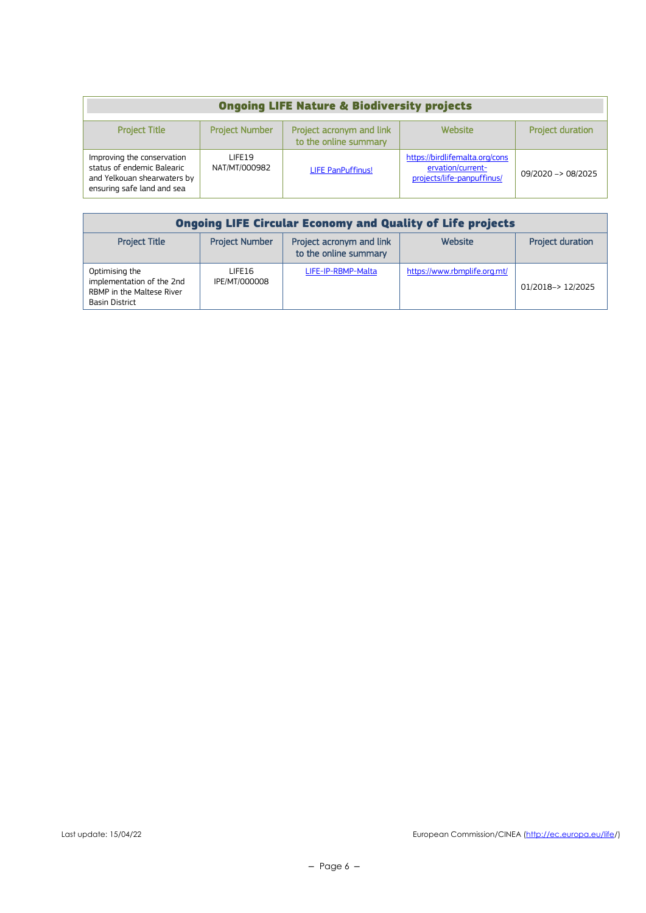| Ongoing LIFE Nature & Biodiversity projects | | | | |
|---|---|---|---|---|
| Project Title | Project Number | Project acronym and link to the online summary | Website | Project duration |
| Improving the conservation status of endemic Balearic and Yelkouan shearwaters by ensuring safe land and sea | LIFE19 NAT/MT/000982 | LIFE PanPuffinus! | https://birdlifemalta.org/conservation/current-projects/life-panpuffinus/ | 09/2020 –> 08/2025 |

| Ongoing LIFE Circular Economy and Quality of Life projects | | | | |
|---|---|---|---|---|
| Project Title | Project Number | Project acronym and link to the online summary | Website | Project duration |
| Optimising the implementation of the 2nd RBMP in the Maltese River Basin District | LIFE16 IPE/MT/000008 | LIFE-IP-RBMP-Malta | https://www.rbmplife.org.mt/ | 01/2018–> 12/2025 |

Last update: 15/04/22 European Commission/CINEA (http://ec.europa.eu/life/)